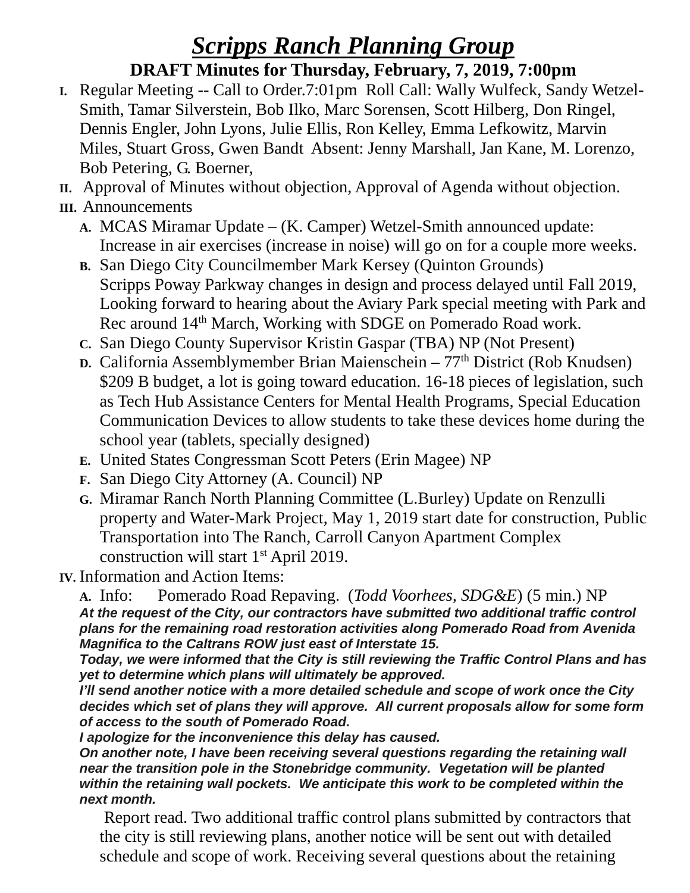# *Scripps Ranch Planning Group*

## DRAFT Minutes for Thursday, February, 7, 2019, 7:00pm

- **I.** Regular Meeting -- Call to Order.7:01pm Roll Call: Wally Wulfeck, Sandy Wetzel-Smith, Tamar Silverstein, Bob Ilko, Marc Sorensen, Scott Hilberg, Don Ringel, Dennis Engler, John Lyons, Julie Ellis, Ron Kelley, Emma Lefkowitz, Marvin Miles, Stuart Gross, Gwen Bandt Absent: Jenny Marshall, Jan Kane, M. Lorenzo, Bob Petering, G. Boerner,
- **II.** Approval of Minutes without objection, Approval of Agenda without objection.
- **III.** Announcements
  - **A.** MCAS Miramar Update – (K. Camper) Wetzel-Smith announced update: Increase in air exercises (increase in noise) will go on for a couple more weeks.
  - **B.** San Diego City Councilmember Mark Kersey (Quinton Grounds) Scripps Poway Parkway changes in design and process delayed until Fall 2019, Looking forward to hearing about the Aviary Park special meeting with Park and Rec around 14th March, Working with SDGE on Pomerado Road work.
  - **C.** San Diego County Supervisor Kristin Gaspar (TBA) NP (Not Present)
  - **D.** California Assemblymember Brian Maienschein – 77th District (Rob Knudsen) $209 B budget, a lot is going toward education. 16-18 pieces of legislation, such as Tech Hub Assistance Centers for Mental Health Programs, Special Education Communication Devices to allow students to take these devices home during the school year (tablets, specially designed)
  - **E.** United States Congressman Scott Peters (Erin Magee) NP
  - **F.** San Diego City Attorney (A. Council) NP
  - **G.** Miramar Ranch North Planning Committee (L.Burley) Update on Renzulli property and Water-Mark Project, May 1, 2019 start date for construction, Public Transportation into The Ranch, Carroll Canyon Apartment Complex construction will start 1st April 2019.
- **IV.** Information and Action Items:
  - **A.** Info: Pomerado Road Repaving. (*Todd Voorhees, SDG&E*) (5 min.) NP

***At the request of the City, our contractors have submitted two additional traffic control plans for the remaining road restoration activities along Pomerado Road from Avenida Magnifica to the Caltrans ROW just east of Interstate 15.***

***Today, we were informed that the City is still reviewing the Traffic Control Plans and has yet to determine which plans will ultimately be approved.***

***I'll send another notice with a more detailed schedule and scope of work once the City decides which set of plans they will approve. All current proposals allow for some form of access to the south of Pomerado Road.***

***I apologize for the inconvenience this delay has caused.***

***On another note, I have been receiving several questions regarding the retaining wall near the transition pole in the Stonebridge community. Vegetation will be planted within the retaining wall pockets. We anticipate this work to be completed within the next month.***

Report read. Two additional traffic control plans submitted by contractors that the city is still reviewing plans, another notice will be sent out with detailed schedule and scope of work. Receiving several questions about the retaining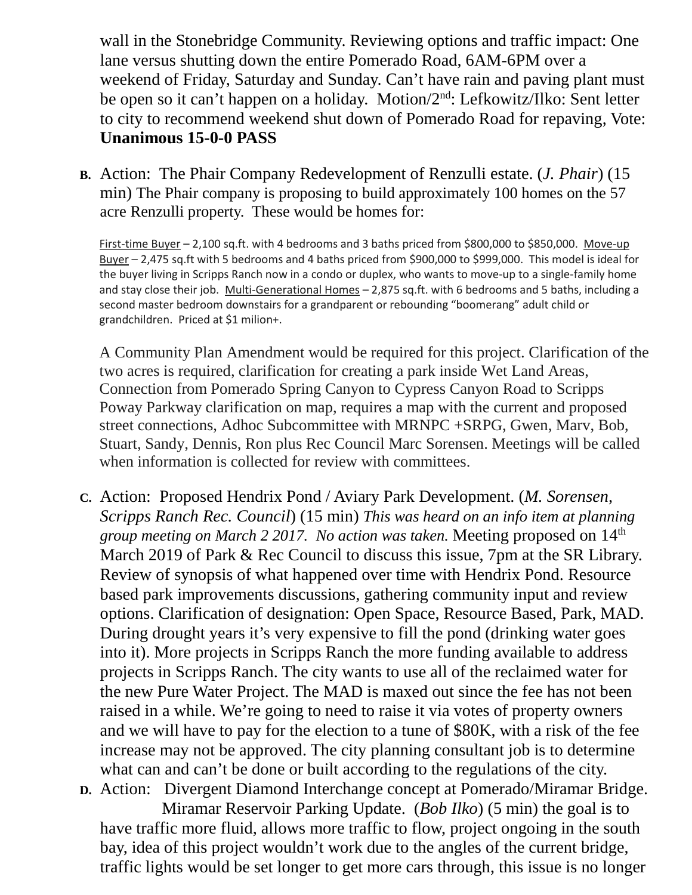wall in the Stonebridge Community. Reviewing options and traffic impact: One lane versus shutting down the entire Pomerado Road, 6AM-6PM over a weekend of Friday, Saturday and Sunday. Can't have rain and paving plant must be open so it can't happen on a holiday. Motion/2nd: Lefkowitz/Ilko: Sent letter to city to recommend weekend shut down of Pomerado Road for repaving, Vote: **Unanimous 15-0-0 PASS**

**B.** Action: The Phair Company Redevelopment of Renzulli estate. (*J. Phair*) (15 min) The Phair company is proposing to build approximately 100 homes on the 57 acre Renzulli property. These would be homes for:

<u>First-time Buyer</u> – 2,100 sq.ft. with 4 bedrooms and 3 baths priced from $800,000 to $850,000. <u>Move-up Buyer</u> – 2,475 sq.ft with 5 bedrooms and 4 baths priced from $900,000 to $999,000. This model is ideal for the buyer living in Scripps Ranch now in a condo or duplex, who wants to move-up to a single-family home and stay close their job. <u>Multi-Generational Homes</u> – 2,875 sq.ft. with 6 bedrooms and 5 baths, including a second master bedroom downstairs for a grandparent or rebounding "boomerang" adult child or grandchildren. Priced at $1 milion+.

A Community Plan Amendment would be required for this project. Clarification of the two acres is required, clarification for creating a park inside Wet Land Areas, Connection from Pomerado Spring Canyon to Cypress Canyon Road to Scripps Poway Parkway clarification on map, requires a map with the current and proposed street connections, Adhoc Subcommittee with MRNPC +SRPG, Gwen, Marv, Bob, Stuart, Sandy, Dennis, Ron plus Rec Council Marc Sorensen. Meetings will be called when information is collected for review with committees.

**C.** Action: Proposed Hendrix Pond / Aviary Park Development. (*M. Sorensen, Scripps Ranch Rec. Council*) (15 min) *This was heard on an info item at planning group meeting on March 2 2017. No action was taken.* Meeting proposed on 14th March 2019 of Park & Rec Council to discuss this issue, 7pm at the SR Library. Review of synopsis of what happened over time with Hendrix Pond. Resource based park improvements discussions, gathering community input and review options. Clarification of designation: Open Space, Resource Based, Park, MAD. During drought years it's very expensive to fill the pond (drinking water goes into it). More projects in Scripps Ranch the more funding available to address projects in Scripps Ranch. The city wants to use all of the reclaimed water for the new Pure Water Project. The MAD is maxed out since the fee has not been raised in a while. We're going to need to raise it via votes of property owners and we will have to pay for the election to a tune of $80K, with a risk of the fee increase may not be approved. The city planning consultant job is to determine what can and can't be done or built according to the regulations of the city.

**D.** Action: Divergent Diamond Interchange concept at Pomerado/Miramar Bridge. Miramar Reservoir Parking Update. (*Bob Ilko*) (5 min) the goal is to have traffic more fluid, allows more traffic to flow, project ongoing in the south bay, idea of this project wouldn't work due to the angles of the current bridge, traffic lights would be set longer to get more cars through, this issue is no longer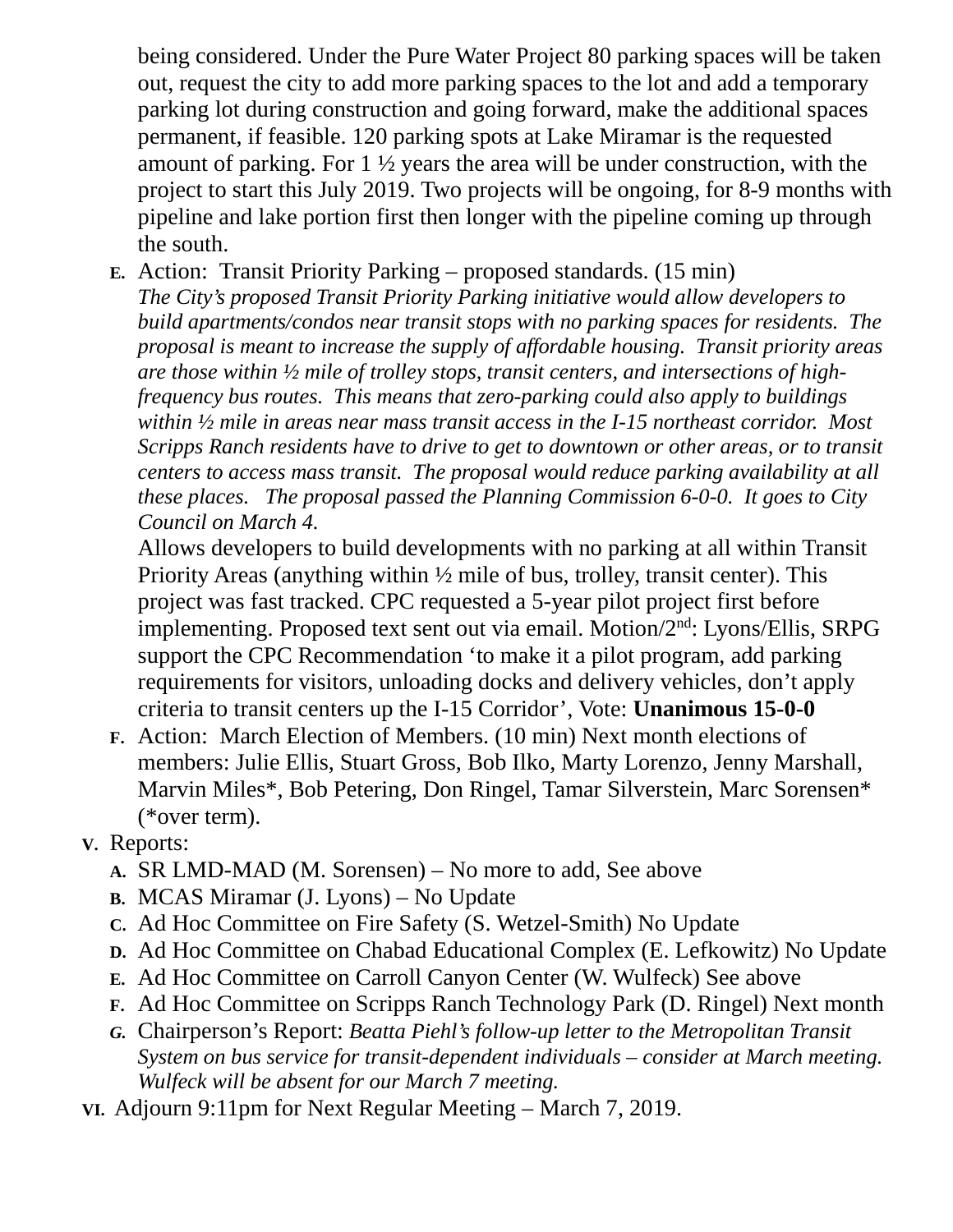being considered. Under the Pure Water Project 80 parking spaces will be taken out, request the city to add more parking spaces to the lot and add a temporary parking lot during construction and going forward, make the additional spaces permanent, if feasible. 120 parking spots at Lake Miramar is the requested amount of parking. For 1 ½ years the area will be under construction, with the project to start this July 2019. Two projects will be ongoing, for 8-9 months with pipeline and lake portion first then longer with the pipeline coming up through the south.

E. Action: Transit Priority Parking – proposed standards. (15 min)
*The City's proposed Transit Priority Parking initiative would allow developers to build apartments/condos near transit stops with no parking spaces for residents. The proposal is meant to increase the supply of affordable housing. Transit priority areas are those within ½ mile of trolley stops, transit centers, and intersections of high-frequency bus routes. This means that zero-parking could also apply to buildings within ½ mile in areas near mass transit access in the I-15 northeast corridor. Most Scripps Ranch residents have to drive to get to downtown or other areas, or to transit centers to access mass transit. The proposal would reduce parking availability at all these places. The proposal passed the Planning Commission 6-0-0. It goes to City Council on March 4.*
Allows developers to build developments with no parking at all within Transit Priority Areas (anything within ½ mile of bus, trolley, transit center). This project was fast tracked. CPC requested a 5-year pilot project first before implementing. Proposed text sent out via email. Motion/2nd: Lyons/Ellis, SRPG support the CPC Recommendation 'to make it a pilot program, add parking requirements for visitors, unloading docks and delivery vehicles, don't apply criteria to transit centers up the I-15 Corridor', Vote: **Unanimous 15-0-0**

F. Action: March Election of Members. (10 min) Next month elections of members: Julie Ellis, Stuart Gross, Bob Ilko, Marty Lorenzo, Jenny Marshall, Marvin Miles*, Bob Petering, Don Ringel, Tamar Silverstein, Marc Sorensen* (*over term).

V. Reports:
   A. SR LMD-MAD (M. Sorensen) – No more to add, See above
   B. MCAS Miramar (J. Lyons) – No Update
   C. Ad Hoc Committee on Fire Safety (S. Wetzel-Smith) No Update
   D. Ad Hoc Committee on Chabad Educational Complex (E. Lefkowitz) No Update
   E. Ad Hoc Committee on Carroll Canyon Center (W. Wulfeck) See above
   F. Ad Hoc Committee on Scripps Ranch Technology Park (D. Ringel) Next month
   G. Chairperson's Report: *Beatta Piehl's follow-up letter to the Metropolitan Transit System on bus service for transit-dependent individuals – consider at March meeting. Wulfeck will be absent for our March 7 meeting.*

VI. Adjourn 9:11pm for Next Regular Meeting – March 7, 2019.